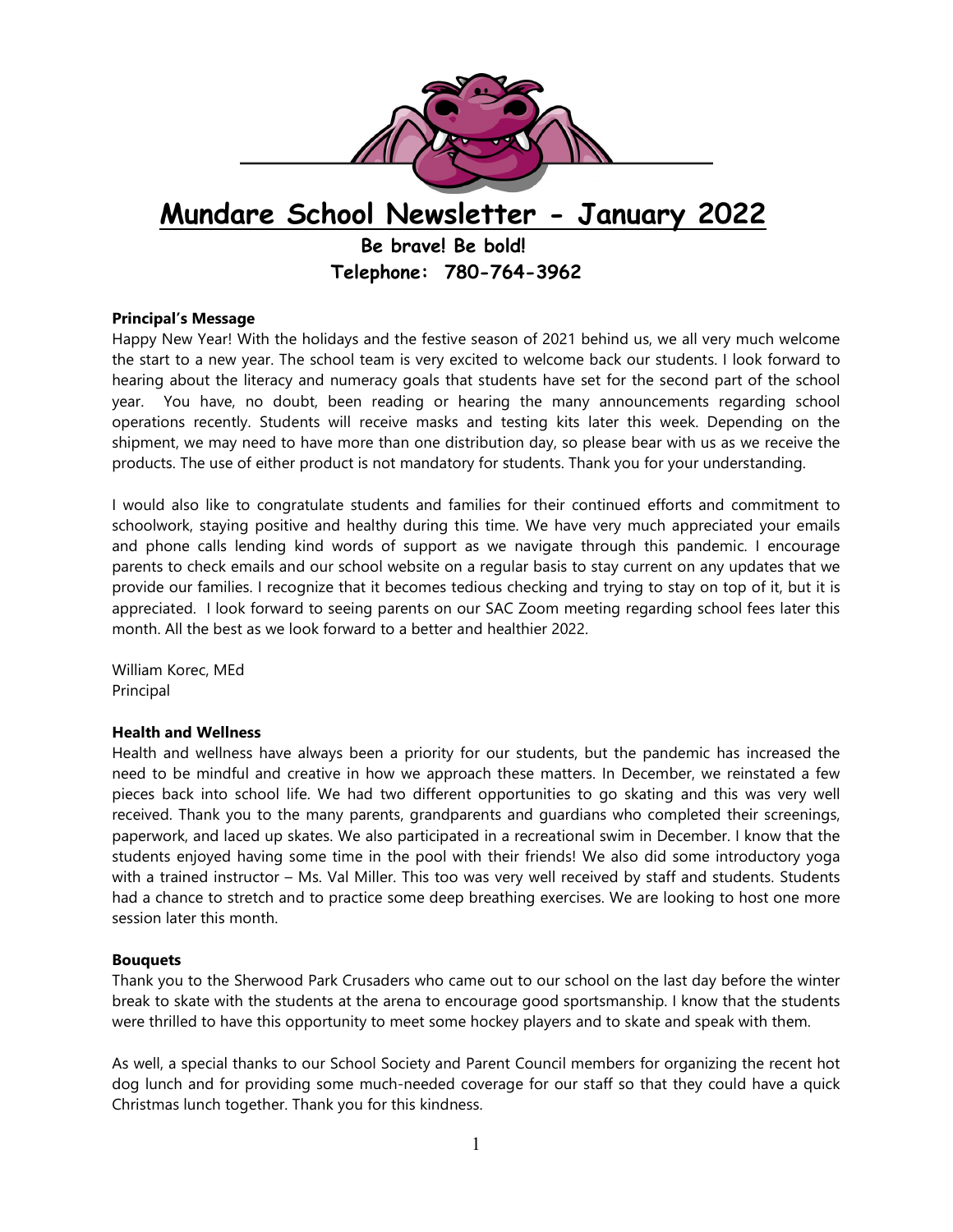# Mundare School Newsletter - January 2022

**Be brave! Be bold!**

**Telephone: 780-764-3962**

**Principal's Message**

Happy New Year! With the holidays and the festive season of 2021 behind us, we all very much welcome the start to a new year. The school team is very excited to welcome back our students. I look forward to hearing about the literacy and numeracy goals that students have set for the second part of the school year. You have, no doubt, been reading or hearing the many announcements regarding school operations recently. Students will receive masks and testing kits later this week. Depending on the shipment, we may need to have more than one distribution day, so please bear with us as we receive the products. The use of either product is not mandatory for students. Thank you for your understanding.

I would also like to congratulate students and families for their continued efforts and commitment to schoolwork, staying positive and healthy during this time. We have very much appreciated your emails and phone calls lending kind words of support as we navigate through this pandemic. I encourage parents to check emails and our school website on a regular basis to stay current on any updates that we provide our families. I recognize that it becomes tedious checking and trying to stay on top of it, but it is appreciated. I look forward to seeing parents on our SAC Zoom meeting regarding school fees later this month. All the best as we look forward to a better and healthier 2022.

William Korec, MEd
Principal

**Health and Wellness**

Health and wellness have always been a priority for our students, but the pandemic has increased the need to be mindful and creative in how we approach these matters. In December, we reinstated a few pieces back into school life. We had two different opportunities to go skating and this was very well received. Thank you to the many parents, grandparents and guardians who completed their screenings, paperwork, and laced up skates. We also participated in a recreational swim in December. I know that the students enjoyed having some time in the pool with their friends! We also did some introductory yoga with a trained instructor – Ms. Val Miller. This too was very well received by staff and students. Students had a chance to stretch and to practice some deep breathing exercises. We are looking to host one more session later this month.

**Bouquets**

Thank you to the Sherwood Park Crusaders who came out to our school on the last day before the winter break to skate with the students at the arena to encourage good sportsmanship. I know that the students were thrilled to have this opportunity to meet some hockey players and to skate and speak with them.

As well, a special thanks to our School Society and Parent Council members for organizing the recent hot dog lunch and for providing some much-needed coverage for our staff so that they could have a quick Christmas lunch together. Thank you for this kindness.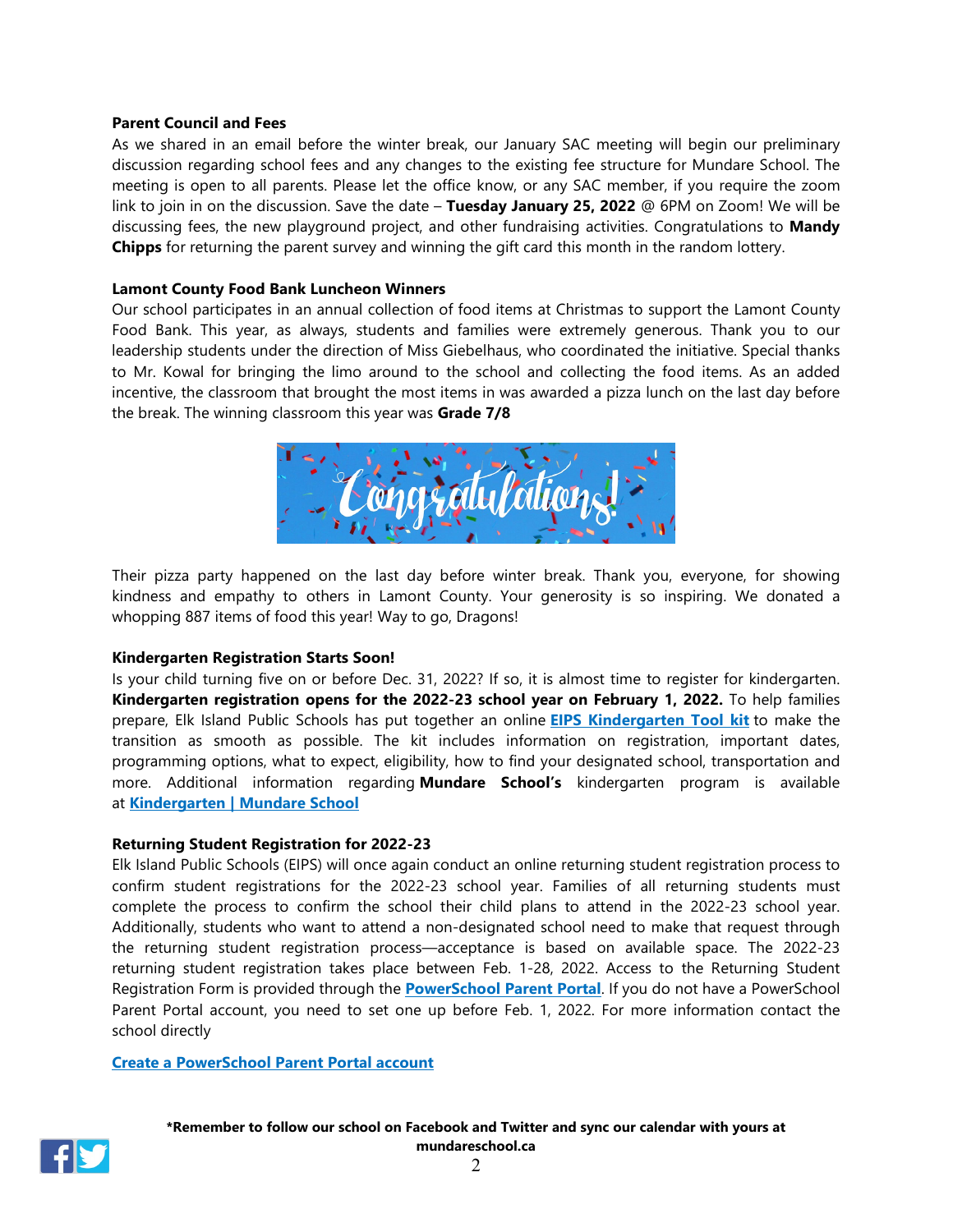**Parent Council and Fees**

As we shared in an email before the winter break, our January SAC meeting will begin our preliminary discussion regarding school fees and any changes to the existing fee structure for Mundare School. The meeting is open to all parents. Please let the office know, or any SAC member, if you require the zoom link to join in on the discussion. Save the date – **Tuesday January 25, 2022** @ 6PM on Zoom! We will be discussing fees, the new playground project, and other fundraising activities. Congratulations to **Mandy Chipps** for returning the parent survey and winning the gift card this month in the random lottery.

**Lamont County Food Bank Luncheon Winners**

Our school participates in an annual collection of food items at Christmas to support the Lamont County Food Bank. This year, as always, students and families were extremely generous. Thank you to our leadership students under the direction of Miss Giebelhaus, who coordinated the initiative. Special thanks to Mr. Kowal for bringing the limo around to the school and collecting the food items. As an added incentive, the classroom that brought the most items in was awarded a pizza lunch on the last day before the break. The winning classroom this year was **Grade 7/8**

Their pizza party happened on the last day before winter break. Thank you, everyone, for showing kindness and empathy to others in Lamont County. Your generosity is so inspiring. We donated a whopping 887 items of food this year! Way to go, Dragons!

**Kindergarten Registration Starts Soon!**

Is your child turning five on or before Dec. 31, 2022? If so, it is almost time to register for kindergarten. **Kindergarten registration opens for the 2022-23 school year on February 1, 2022.** To help families prepare, Elk Island Public Schools has put together an online **EIPS Kindergarten Tool kit** to make the transition as smooth as possible. The kit includes information on registration, important dates, programming options, what to expect, eligibility, how to find your designated school, transportation and more. Additional information regarding **Mundare School's** kindergarten program is available at **Kindergarten | Mundare School**

**Returning Student Registration for 2022-23**

Elk Island Public Schools (EIPS) will once again conduct an online returning student registration process to confirm student registrations for the 2022-23 school year. Families of all returning students must complete the process to confirm the school their child plans to attend in the 2022-23 school year. Additionally, students who want to attend a non-designated school need to make that request through the returning student registration process—acceptance is based on available space. The 2022-23 returning student registration takes place between Feb. 1-28, 2022. Access to the Returning Student Registration Form is provided through the **PowerSchool Parent Portal**. If you do not have a PowerSchool Parent Portal account, you need to set one up before Feb. 1, 2022. For more information contact the school directly

**Create a PowerSchool Parent Portal account**

**\*Remember to follow our school on Facebook and Twitter and sync our calendar with yours at mundareschool.ca**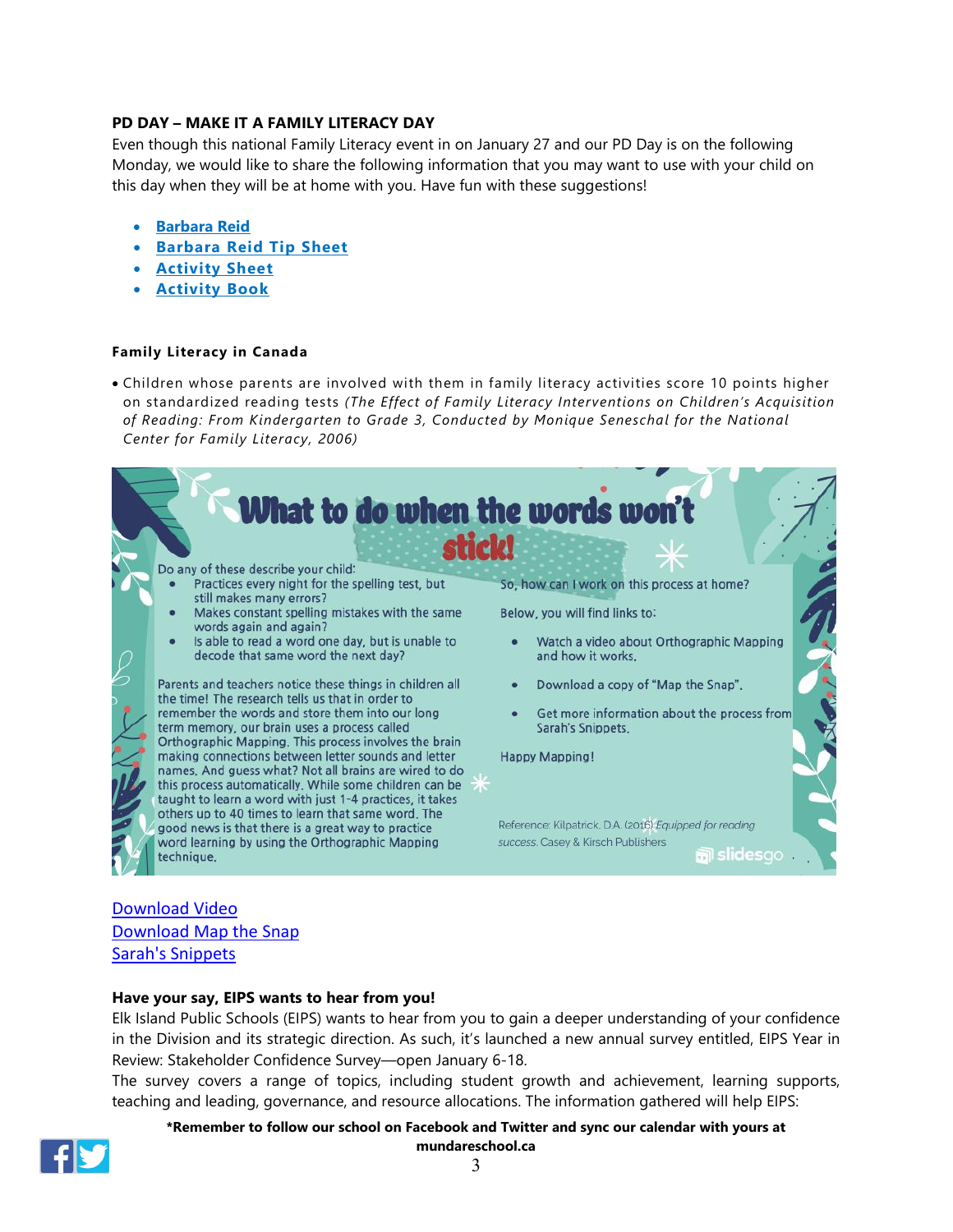**PD DAY – MAKE IT A FAMILY LITERACY DAY**

Even though this national Family Literacy event in on January 27 and our PD Day is on the following Monday, we would like to share the following information that you may want to use with your child on this day when they will be at home with you. Have fun with these suggestions!

- **Barbara Reid**
- **Barbara Reid Tip Sheet**
- **Activity Sheet**
- **Activity Book**

**Family Literacy in Canada**

- Children whose parents are involved with them in family literacy activities score 10 points higher on standardized reading tests *(The Effect of Family Literacy Interventions on Children's Acquisition of Reading: From Kindergarten to Grade 3, Conducted by Monique Seneschal for the National Center for Family Literacy, 2006)*

**What to do when the words won't stick!**

Do any of these describe your child:

- Practices every night for the spelling test, but still makes many errors?
- Makes constant spelling mistakes with the same words again and again?
- Is able to read a word one day, but is unable to decode that same word the next day?

Parents and teachers notice these things in children all the time! The research tells us that in order to remember the words and store them into our long term memory, our brain uses a process called Orthographic Mapping. This process involves the brain making connections between letter sounds and letter names. And guess what? Not all brains are wired to do this process automatically. While some children can be taught to learn a word with just 1-4 practices, it takes others up to 40 times to learn that same word. The good news is that there is a great way to practice word learning by using the Orthographic Mapping technique.

So, how can I work on this process at home?

Below, you will find links to:

- Watch a video about Orthographic Mapping and how it works.
- Download a copy of "Map the Snap".
- Get more information about the process from Sarah's Snippets.

Happy Mapping!

Reference: Kilpatrick, D.A. (2016) *Equipped for reading success.* Casey & Kirsch Publishers

Download Video
Download Map the Snap
Sarah's Snippets

**Have your say, EIPS wants to hear from you!**

Elk Island Public Schools (EIPS) wants to hear from you to gain a deeper understanding of your confidence in the Division and its strategic direction. As such, it's launched a new annual survey entitled, EIPS Year in Review: Stakeholder Confidence Survey—open January 6-18.

The survey covers a range of topics, including student growth and achievement, learning supports, teaching and leading, governance, and resource allocations. The information gathered will help EIPS:

**\*Remember to follow our school on Facebook and Twitter and sync our calendar with yours at mundareschool.ca**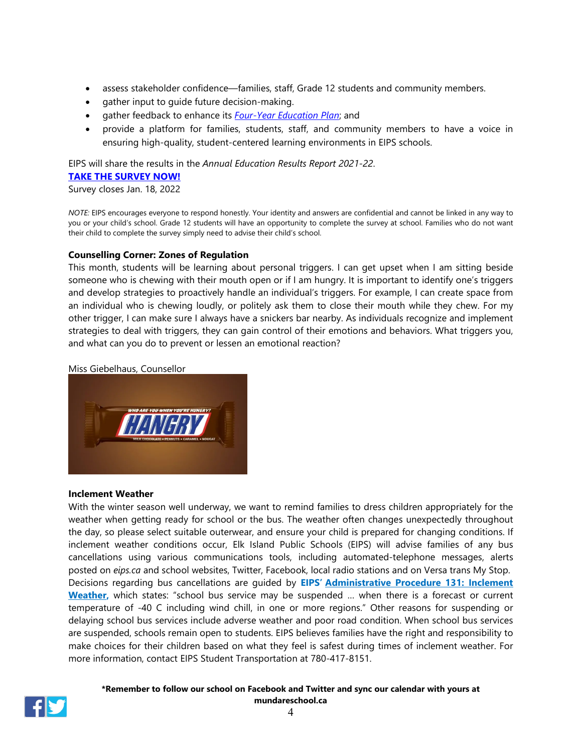- assess stakeholder confidence—families, staff, Grade 12 students and community members.
- gather input to guide future decision-making.
- gather feedback to enhance its *Four-Year Education Plan*; and
- provide a platform for families, students, staff, and community members to have a voice in ensuring high-quality, student-centered learning environments in EIPS schools.

EIPS will share the results in the *Annual Education Results Report 2021-22*.

**TAKE THE SURVEY NOW!**

Survey closes Jan. 18, 2022

*NOTE:* EIPS encourages everyone to respond honestly. Your identity and answers are confidential and cannot be linked in any way to you or your child's school. Grade 12 students will have an opportunity to complete the survey at school. Families who do not want their child to complete the survey simply need to advise their child's school.

**Counselling Corner: Zones of Regulation**

This month, students will be learning about personal triggers. I can get upset when I am sitting beside someone who is chewing with their mouth open or if I am hungry. It is important to identify one's triggers and develop strategies to proactively handle an individual's triggers. For example, I can create space from an individual who is chewing loudly, or politely ask them to close their mouth while they chew. For my other trigger, I can make sure I always have a snickers bar nearby. As individuals recognize and implement strategies to deal with triggers, they can gain control of their emotions and behaviors. What triggers you, and what can you do to prevent or lessen an emotional reaction?

Miss Giebelhaus, Counsellor

**Inclement Weather**

With the winter season well underway, we want to remind families to dress children appropriately for the weather when getting ready for school or the bus. The weather often changes unexpectedly throughout the day, so please select suitable outerwear, and ensure your child is prepared for changing conditions. If inclement weather conditions occur, Elk Island Public Schools (EIPS) will advise families of any bus cancellations using various communications tools, including automated-telephone messages, alerts posted on *eips.ca* and school websites, Twitter, Facebook, local radio stations and on Versa trans My Stop. Decisions regarding bus cancellations are guided by **EIPS' Administrative Procedure 131: Inclement Weather,** which states: "school bus service may be suspended ... when there is a forecast or current temperature of -40 C including wind chill, in one or more regions." Other reasons for suspending or delaying school bus services include adverse weather and poor road condition. When school bus services are suspended, schools remain open to students. EIPS believes families have the right and responsibility to make choices for their children based on what they feel is safest during times of inclement weather. For more information, contact EIPS Student Transportation at 780-417-8151.

**\*Remember to follow our school on Facebook and Twitter and sync our calendar with yours at mundareschool.ca**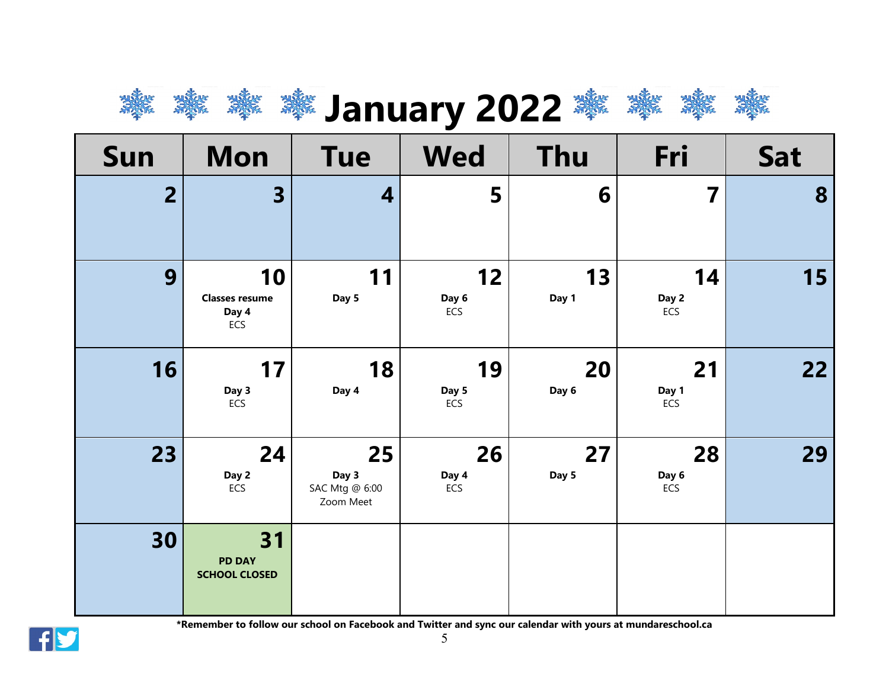# January 2022

| Sun | Mon | Tue | Wed | Thu | Fri | Sat |
|---|---|---|---|---|---|---|
| 2 | 3 | 4 | 5 | 6 | 7 | 8 |
| 9 | 10 **Classes resume** **Day 4** ECS | 11 **Day 5** | 12 **Day 6** ECS | 13 **Day 1** | 14 **Day 2** ECS | 15 |
| 16 | 17 **Day 3** ECS | 18 **Day 4** | 19 **Day 5** ECS | 20 **Day 6** | 21 **Day 1** ECS | 22 |
| 23 | 24 **Day 2** ECS | 25 **Day 3** SAC Mtg @ 6:00 Zoom Meet | 26 **Day 4** ECS | 27 **Day 5** | 28 **Day 6** ECS | 29 |
| 30 | 31 **PD DAY SCHOOL CLOSED** | | | | | |

***Remember to follow our school on Facebook and Twitter and sync our calendar with yours at mundareschool.ca**